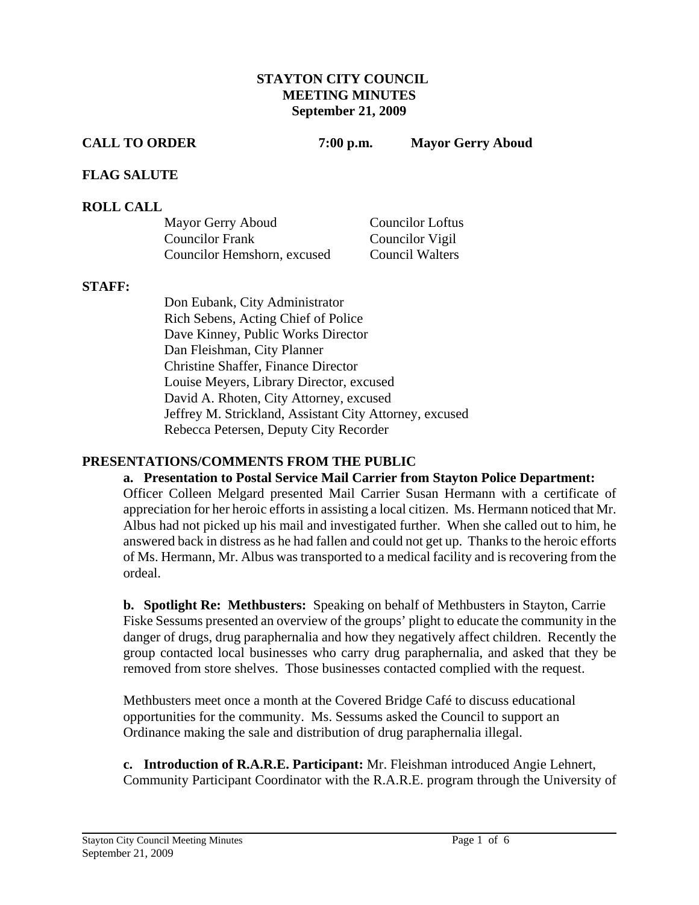# STAYTON CITY COUNCIL
## MEETING MINUTES
### September 21, 2009

**CALL TO ORDER** **7:00 p.m.** **Mayor Gerry Aboud**

**FLAG SALUTE**

**ROLL CALL**

| | |
|---|---|
| Mayor Gerry Aboud | Councilor Loftus |
| Councilor Frank | Councilor Vigil |
| Councilor Hemshorn, excused | Council Walters |

**STAFF:**

Don Eubank, City Administrator
Rich Sebens, Acting Chief of Police
Dave Kinney, Public Works Director
Dan Fleishman, City Planner
Christine Shaffer, Finance Director
Louise Meyers, Library Director, excused
David A. Rhoten, City Attorney, excused
Jeffrey M. Strickland, Assistant City Attorney, excused
Rebecca Petersen, Deputy City Recorder

**PRESENTATIONS/COMMENTS FROM THE PUBLIC**

**a. Presentation to Postal Service Mail Carrier from Stayton Police Department:** Officer Colleen Melgard presented Mail Carrier Susan Hermann with a certificate of appreciation for her heroic efforts in assisting a local citizen. Ms. Hermann noticed that Mr. Albus had not picked up his mail and investigated further. When she called out to him, he answered back in distress as he had fallen and could not get up. Thanks to the heroic efforts of Ms. Hermann, Mr. Albus was transported to a medical facility and is recovering from the ordeal.

**b. Spotlight Re: Methbusters:** Speaking on behalf of Methbusters in Stayton, Carrie Fiske Sessums presented an overview of the groups' plight to educate the community in the danger of drugs, drug paraphernalia and how they negatively affect children. Recently the group contacted local businesses who carry drug paraphernalia, and asked that they be removed from store shelves. Those businesses contacted complied with the request.

Methbusters meet once a month at the Covered Bridge Café to discuss educational opportunities for the community. Ms. Sessums asked the Council to support an Ordinance making the sale and distribution of drug paraphernalia illegal.

**c. Introduction of R.A.R.E. Participant:** Mr. Fleishman introduced Angie Lehnert, Community Participant Coordinator with the R.A.R.E. program through the University of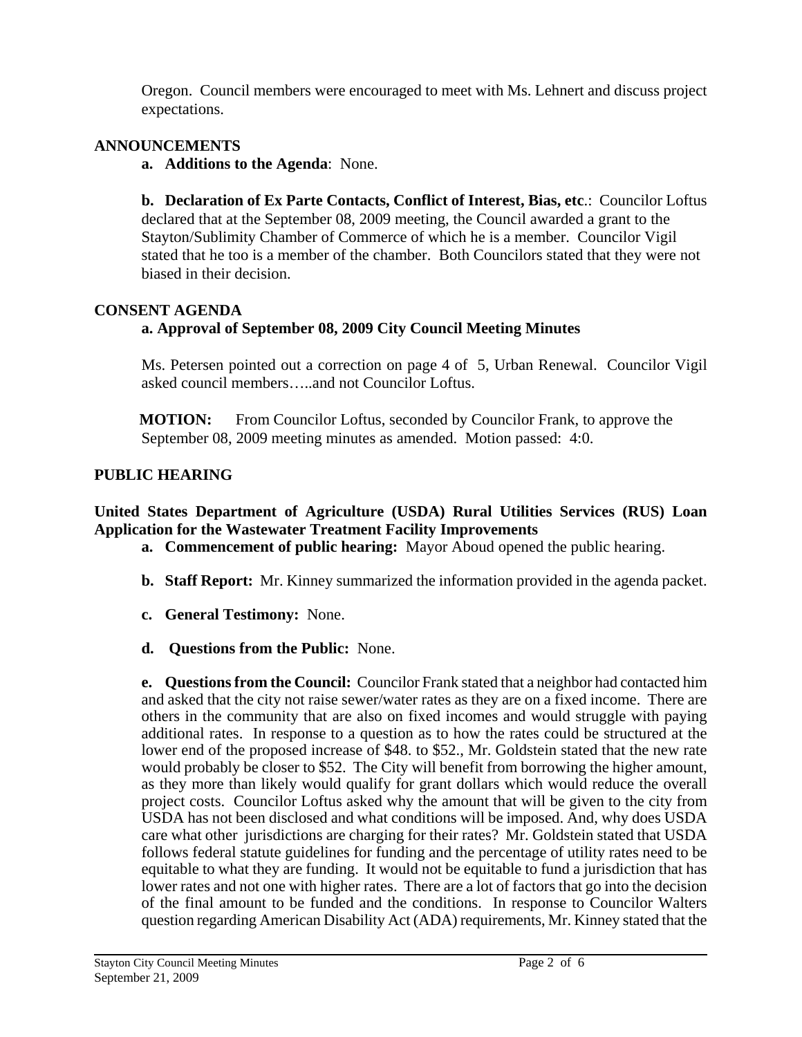Oregon. Council members were encouraged to meet with Ms. Lehnert and discuss project expectations.

## ANNOUNCEMENTS

**a. Additions to the Agenda**: None.

**b. Declaration of Ex Parte Contacts, Conflict of Interest, Bias, etc**.: Councilor Loftus declared that at the September 08, 2009 meeting, the Council awarded a grant to the Stayton/Sublimity Chamber of Commerce of which he is a member. Councilor Vigil stated that he too is a member of the chamber. Both Councilors stated that they were not biased in their decision.

## CONSENT AGENDA

**a. Approval of September 08, 2009 City Council Meeting Minutes**

Ms. Petersen pointed out a correction on page 4 of 5, Urban Renewal. Councilor Vigil asked council members…..and not Councilor Loftus.

**MOTION:** From Councilor Loftus, seconded by Councilor Frank, to approve the September 08, 2009 meeting minutes as amended. Motion passed: 4:0.

## PUBLIC HEARING

**United States Department of Agriculture (USDA) Rural Utilities Services (RUS) Loan Application for the Wastewater Treatment Facility Improvements**

**a. Commencement of public hearing:** Mayor Aboud opened the public hearing.

**b. Staff Report:** Mr. Kinney summarized the information provided in the agenda packet.

**c. General Testimony:** None.

**d. Questions from the Public:** None.

**e. Questions from the Council:** Councilor Frank stated that a neighbor had contacted him and asked that the city not raise sewer/water rates as they are on a fixed income. There are others in the community that are also on fixed incomes and would struggle with paying additional rates. In response to a question as to how the rates could be structured at the lower end of the proposed increase of $48. to $52., Mr. Goldstein stated that the new rate would probably be closer to $52. The City will benefit from borrowing the higher amount, as they more than likely would qualify for grant dollars which would reduce the overall project costs. Councilor Loftus asked why the amount that will be given to the city from USDA has not been disclosed and what conditions will be imposed. And, why does USDA care what other jurisdictions are charging for their rates? Mr. Goldstein stated that USDA follows federal statute guidelines for funding and the percentage of utility rates need to be equitable to what they are funding. It would not be equitable to fund a jurisdiction that has lower rates and not one with higher rates. There are a lot of factors that go into the decision of the final amount to be funded and the conditions. In response to Councilor Walters question regarding American Disability Act (ADA) requirements, Mr. Kinney stated that the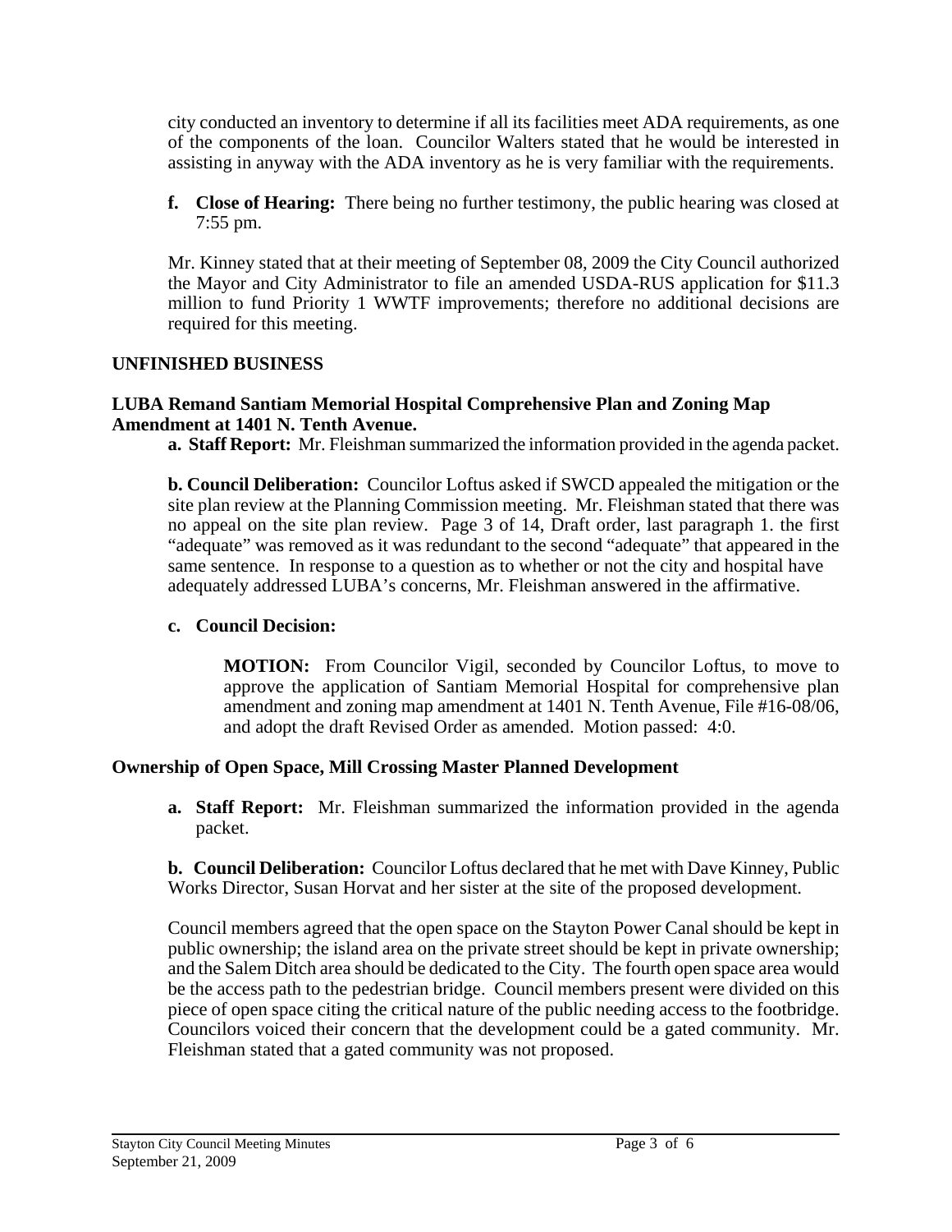city conducted an inventory to determine if all its facilities meet ADA requirements, as one of the components of the loan. Councilor Walters stated that he would be interested in assisting in anyway with the ADA inventory as he is very familiar with the requirements.

**f. Close of Hearing:** There being no further testimony, the public hearing was closed at 7:55 pm.

Mr. Kinney stated that at their meeting of September 08, 2009 the City Council authorized the Mayor and City Administrator to file an amended USDA-RUS application for $11.3 million to fund Priority 1 WWTF improvements; therefore no additional decisions are required for this meeting.

## UNFINISHED BUSINESS

### LUBA Remand Santiam Memorial Hospital Comprehensive Plan and Zoning Map Amendment at 1401 N. Tenth Avenue.

**a. Staff Report:** Mr. Fleishman summarized the information provided in the agenda packet.

**b. Council Deliberation:** Councilor Loftus asked if SWCD appealed the mitigation or the site plan review at the Planning Commission meeting. Mr. Fleishman stated that there was no appeal on the site plan review. Page 3 of 14, Draft order, last paragraph 1. the first "adequate" was removed as it was redundant to the second "adequate" that appeared in the same sentence. In response to a question as to whether or not the city and hospital have adequately addressed LUBA's concerns, Mr. Fleishman answered in the affirmative.

**c. Council Decision:**

**MOTION:** From Councilor Vigil, seconded by Councilor Loftus, to move to approve the application of Santiam Memorial Hospital for comprehensive plan amendment and zoning map amendment at 1401 N. Tenth Avenue, File #16-08/06, and adopt the draft Revised Order as amended. Motion passed: 4:0.

### Ownership of Open Space, Mill Crossing Master Planned Development

**a. Staff Report:** Mr. Fleishman summarized the information provided in the agenda packet.

**b. Council Deliberation:** Councilor Loftus declared that he met with Dave Kinney, Public Works Director, Susan Horvat and her sister at the site of the proposed development.

Council members agreed that the open space on the Stayton Power Canal should be kept in public ownership; the island area on the private street should be kept in private ownership; and the Salem Ditch area should be dedicated to the City. The fourth open space area would be the access path to the pedestrian bridge. Council members present were divided on this piece of open space citing the critical nature of the public needing access to the footbridge. Councilors voiced their concern that the development could be a gated community. Mr. Fleishman stated that a gated community was not proposed.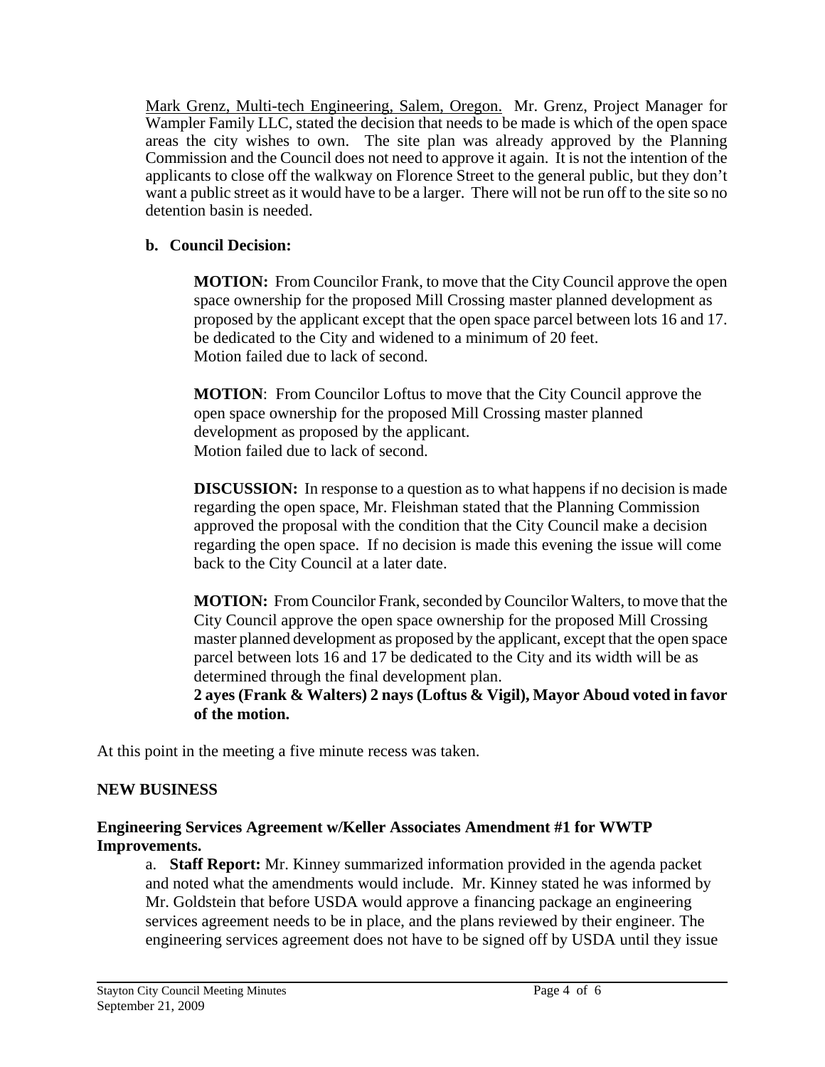Mark Grenz, Multi-tech Engineering, Salem, Oregon. Mr. Grenz, Project Manager for Wampler Family LLC, stated the decision that needs to be made is which of the open space areas the city wishes to own. The site plan was already approved by the Planning Commission and the Council does not need to approve it again. It is not the intention of the applicants to close off the walkway on Florence Street to the general public, but they don't want a public street as it would have to be a larger. There will not be run off to the site so no detention basin is needed.

**b. Council Decision:**

**MOTION:** From Councilor Frank, to move that the City Council approve the open space ownership for the proposed Mill Crossing master planned development as proposed by the applicant except that the open space parcel between lots 16 and 17. be dedicated to the City and widened to a minimum of 20 feet.
Motion failed due to lack of second.

**MOTION**: From Councilor Loftus to move that the City Council approve the open space ownership for the proposed Mill Crossing master planned development as proposed by the applicant.
Motion failed due to lack of second.

**DISCUSSION:** In response to a question as to what happens if no decision is made regarding the open space, Mr. Fleishman stated that the Planning Commission approved the proposal with the condition that the City Council make a decision regarding the open space. If no decision is made this evening the issue will come back to the City Council at a later date.

**MOTION:** From Councilor Frank, seconded by Councilor Walters, to move that the City Council approve the open space ownership for the proposed Mill Crossing master planned development as proposed by the applicant, except that the open space parcel between lots 16 and 17 be dedicated to the City and its width will be as determined through the final development plan.
**2 ayes (Frank & Walters) 2 nays (Loftus & Vigil), Mayor Aboud voted in favor of the motion.**

At this point in the meeting a five minute recess was taken.

## NEW BUSINESS

### Engineering Services Agreement w/Keller Associates Amendment #1 for WWTP Improvements.

a. **Staff Report:** Mr. Kinney summarized information provided in the agenda packet and noted what the amendments would include. Mr. Kinney stated he was informed by Mr. Goldstein that before USDA would approve a financing package an engineering services agreement needs to be in place, and the plans reviewed by their engineer. The engineering services agreement does not have to be signed off by USDA until they issue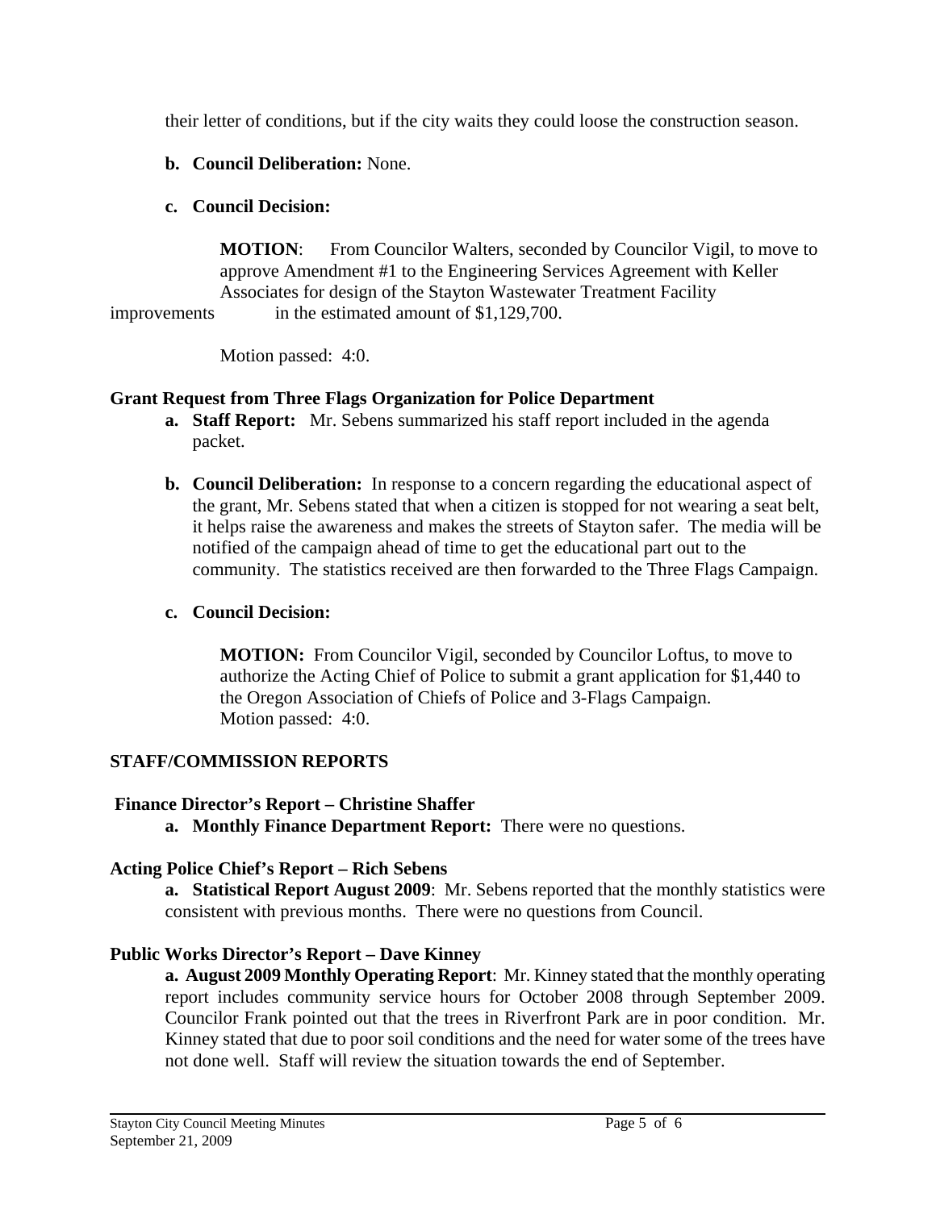their letter of conditions, but if the city waits they could loose the construction season.

**b. Council Deliberation:** None.

**c. Council Decision:**

**MOTION**: From Councilor Walters, seconded by Councilor Vigil, to move to approve Amendment #1 to the Engineering Services Agreement with Keller Associates for design of the Stayton Wastewater Treatment Facility improvements in the estimated amount of $1,129,700.

Motion passed: 4:0.

**Grant Request from Three Flags Organization for Police Department**

**a. Staff Report:** Mr. Sebens summarized his staff report included in the agenda packet.

**b. Council Deliberation:** In response to a concern regarding the educational aspect of the grant, Mr. Sebens stated that when a citizen is stopped for not wearing a seat belt, it helps raise the awareness and makes the streets of Stayton safer. The media will be notified of the campaign ahead of time to get the educational part out to the community. The statistics received are then forwarded to the Three Flags Campaign.

**c. Council Decision:**

**MOTION:** From Councilor Vigil, seconded by Councilor Loftus, to move to authorize the Acting Chief of Police to submit a grant application for $1,440 to the Oregon Association of Chiefs of Police and 3-Flags Campaign.
Motion passed: 4:0.

## STAFF/COMMISSION REPORTS

**Finance Director's Report – Christine Shaffer**

**a. Monthly Finance Department Report:** There were no questions.

**Acting Police Chief's Report – Rich Sebens**

**a. Statistical Report August 2009**: Mr. Sebens reported that the monthly statistics were consistent with previous months. There were no questions from Council.

**Public Works Director's Report – Dave Kinney**

**a. August 2009 Monthly Operating Report**: Mr. Kinney stated that the monthly operating report includes community service hours for October 2008 through September 2009. Councilor Frank pointed out that the trees in Riverfront Park are in poor condition. Mr. Kinney stated that due to poor soil conditions and the need for water some of the trees have not done well. Staff will review the situation towards the end of September.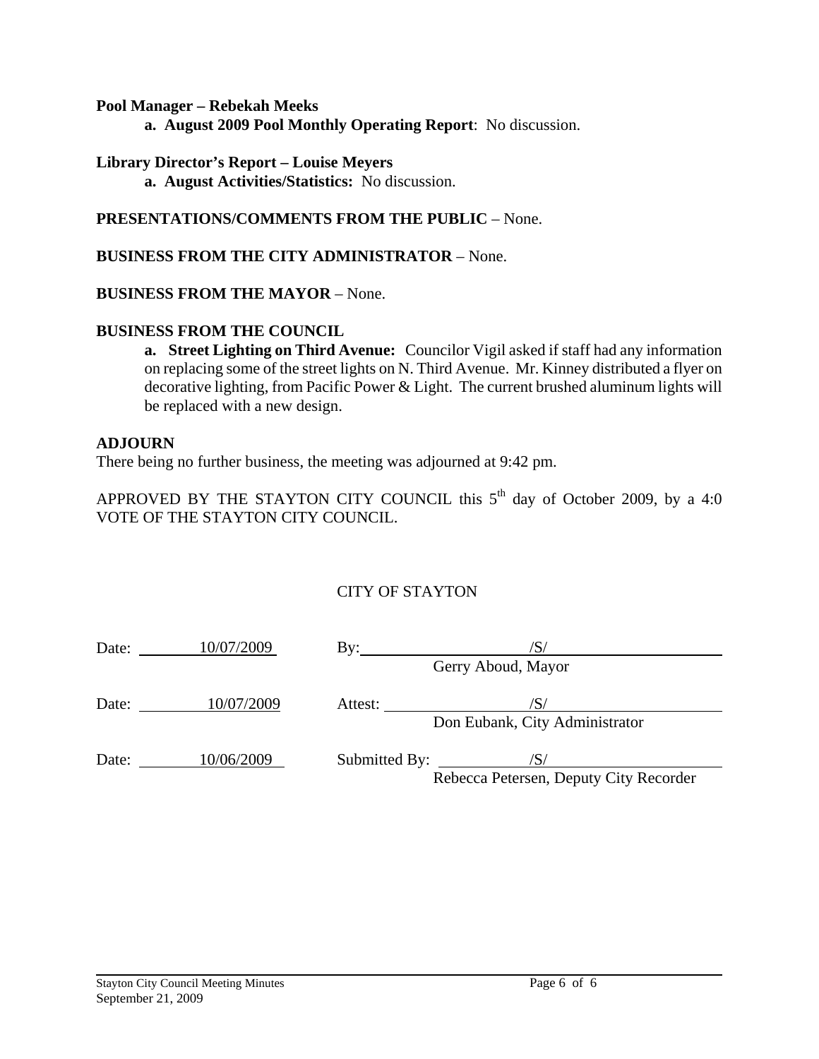**Pool Manager – Rebekah Meeks**

**a. August 2009 Pool Monthly Operating Report**: No discussion.

**Library Director's Report – Louise Meyers**

**a. August Activities/Statistics:** No discussion.

**PRESENTATIONS/COMMENTS FROM THE PUBLIC** – None.

**BUSINESS FROM THE CITY ADMINISTRATOR** – None.

**BUSINESS FROM THE MAYOR** – None.

**BUSINESS FROM THE COUNCIL**

**a. Street Lighting on Third Avenue:** Councilor Vigil asked if staff had any information on replacing some of the street lights on N. Third Avenue. Mr. Kinney distributed a flyer on decorative lighting, from Pacific Power & Light. The current brushed aluminum lights will be replaced with a new design.

**ADJOURN**

There being no further business, the meeting was adjourned at 9:42 pm.

APPROVED BY THE STAYTON CITY COUNCIL this 5th day of October 2009, by a 4:0 VOTE OF THE STAYTON CITY COUNCIL.

CITY OF STAYTON

| | | |
|---|---|---|
| Date: 10/07/2009 | By: | /S/ Gerry Aboud, Mayor |
| Date: 10/07/2009 | Attest: | /S/ Don Eubank, City Administrator |
| Date: 10/06/2009 | Submitted By: | /S/ Rebecca Petersen, Deputy City Recorder |